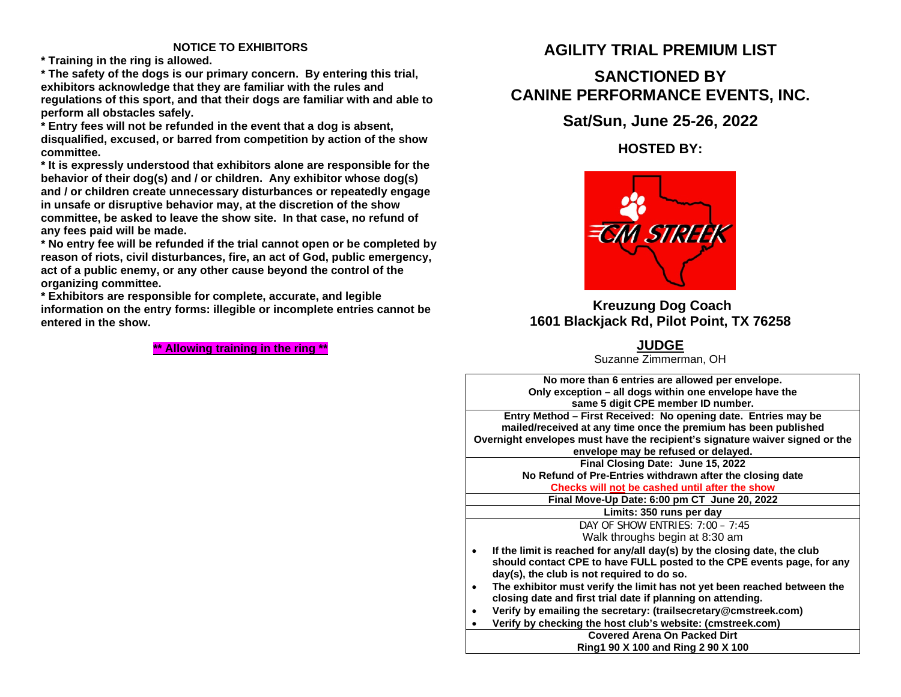## NOTICE TO EXHIBITORS

**\* Training in the ring is allowed.**

**\* The safety of the dogs is our primary concern. By entering this trial, exhibitors acknowledge that they are familiar with the rules and regulations of this sport, and that their dogs are familiar with and able to perform all obstacles safely.**

**\* Entry fees will not be refunded in the event that a dog is absent, disqualified, excused, or barred from competition by action of the show committee.**

**\* It is expressly understood that exhibitors alone are responsible for the behavior of their dog(s) and / or children. Any exhibitor whose dog(s) and / or children create unnecessary disturbances or repeatedly engage in unsafe or disruptive behavior may, at the discretion of the show committee, be asked to leave the show site. In that case, no refund of any fees paid will be made.**

**\* No entry fee will be refunded if the trial cannot open or be completed by reason of riots, civil disturbances, fire, an act of God, public emergency, act of a public enemy, or any other cause beyond the control of the organizing committee.**

**\* Exhibitors are responsible for complete, accurate, and legible information on the entry forms: illegible or incomplete entries cannot be entered in the show.**

**\*\* Allowing training in the ring \*\***

# AGILITY TRIAL PREMIUM LIST

## SANCTIONED BY CANINE PERFORMANCE EVENTS, INC.

## Sat/Sun, June 25-26, 2022

### HOSTED BY:

CM STREEK

**Kreuzung Dog Coach**
**1601 Blackjack Rd, Pilot Point, TX 76258**

**JUDGE**
Suzanne Zimmerman, OH

**No more than 6 entries are allowed per envelope.**
**Only exception – all dogs within one envelope have the same 5 digit CPE member ID number.**

**Entry Method – First Received: No opening date. Entries may be mailed/received at any time once the premium has been published**
**Overnight envelopes must have the recipient's signature waiver signed or the envelope may be refused or delayed.**

**Final Closing Date: June 15, 2022**
**No Refund of Pre-Entries withdrawn after the closing date**
**Checks will not be cashed until after the show**

**Final Move-Up Date: 6:00 pm CT June 20, 2022**

**Limits: 350 runs per day**

DAY OF SHOW ENTRIES: 7:00 – 7:45
Walk throughs begin at 8:30 am

- **If the limit is reached for any/all day(s) by the closing date, the club should contact CPE to have FULL posted to the CPE events page, for any day(s), the club is not required to do so.**
- **The exhibitor must verify the limit has not yet been reached between the closing date and first trial date if planning on attending.**
- **Verify by emailing the secretary: (trailsecretary@cmstreek.com)**
- **Verify by checking the host club's website: (cmstreek.com)**

**Covered Arena On Packed Dirt**
**Ring1 90 X 100 and Ring 2 90 X 100**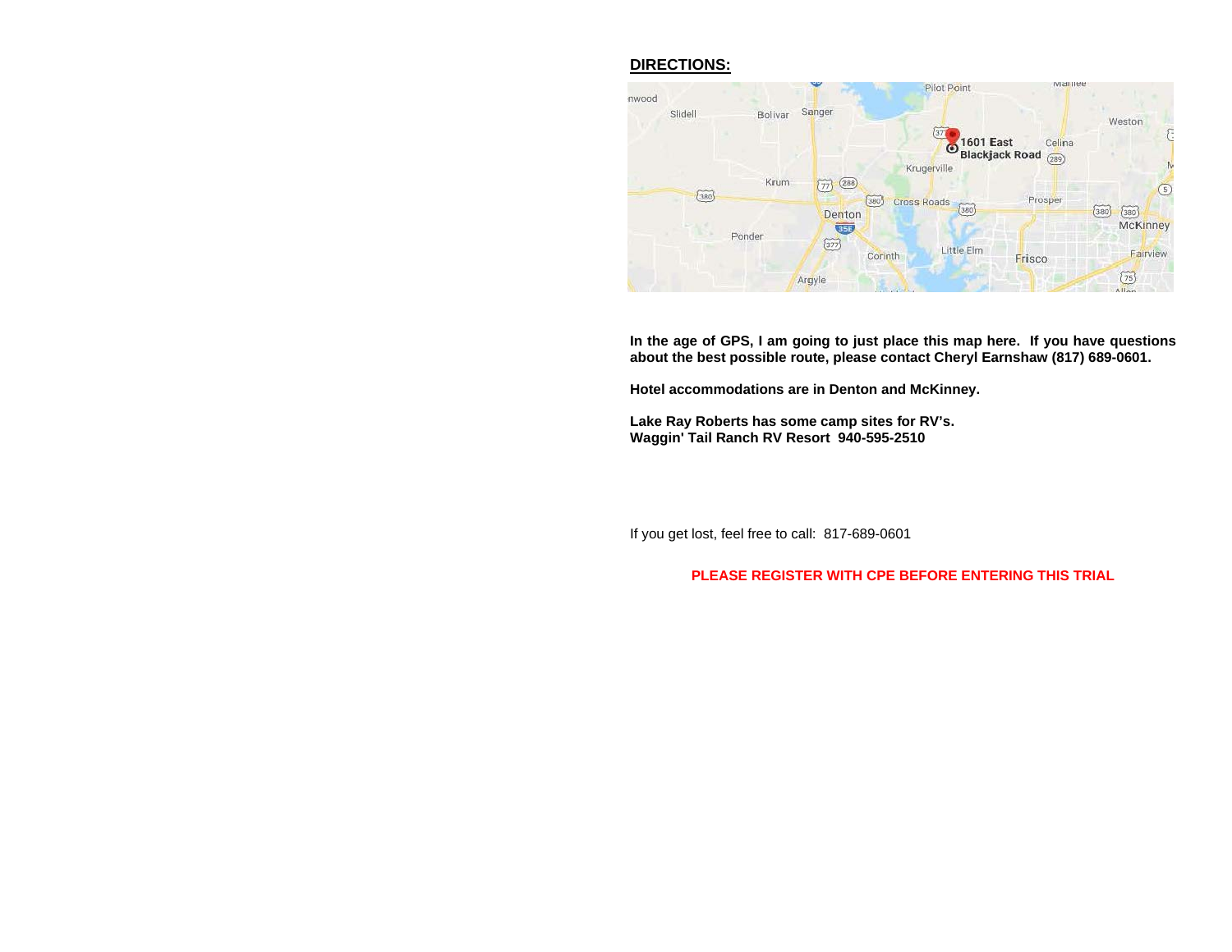## DIRECTIONS:

**In the age of GPS, I am going to just place this map here. If you have questions about the best possible route, please contact Cheryl Earnshaw (817) 689-0601.**

**Hotel accommodations are in Denton and McKinney.**

**Lake Ray Roberts has some camp sites for RV's.**
**Waggin' Tail Ranch RV Resort 940-595-2510**

If you get lost, feel free to call: 817-689-0601

**PLEASE REGISTER WITH CPE BEFORE ENTERING THIS TRIAL**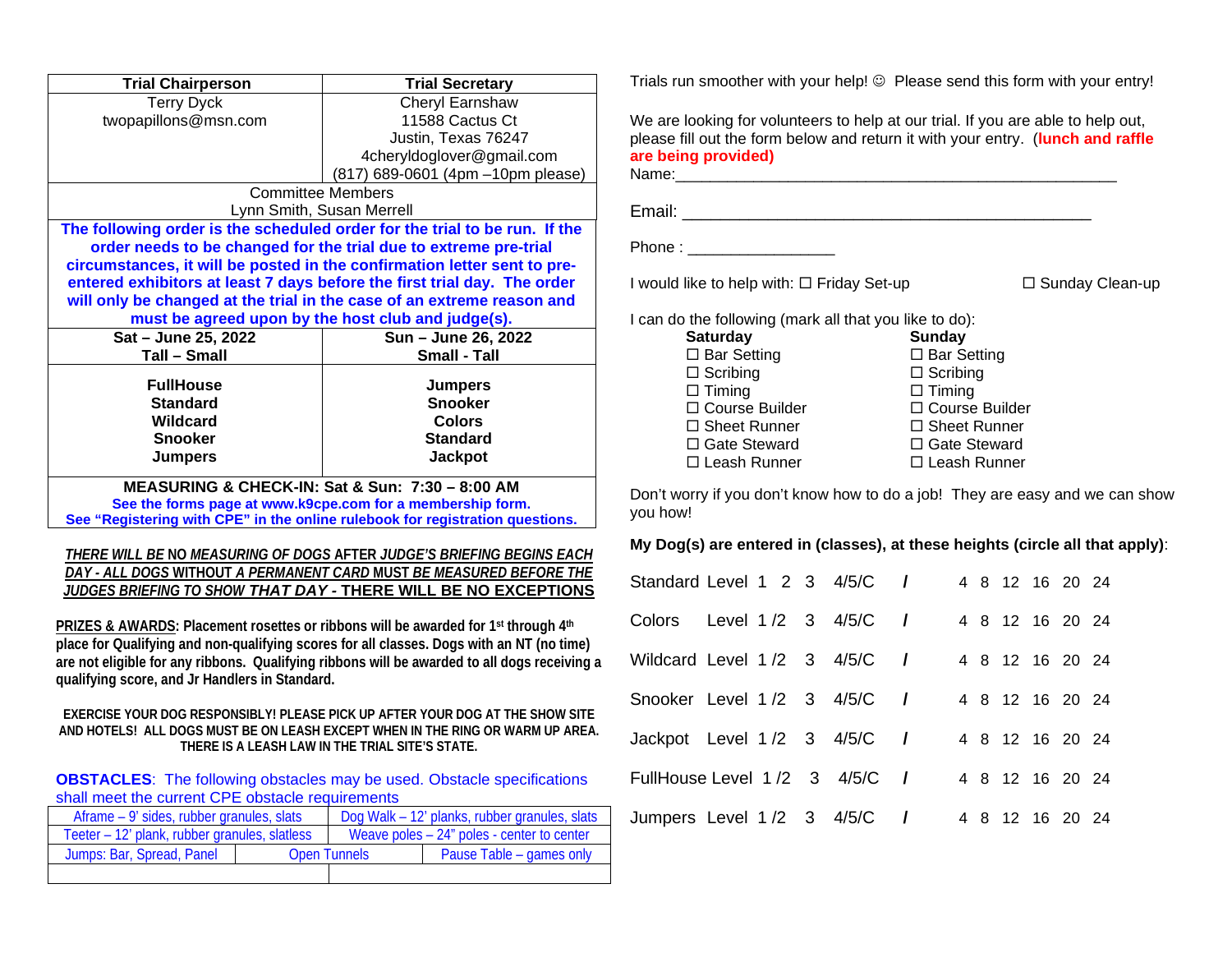| Trial Chairperson | Trial Secretary |
|---|---|
| Terry Dyck<br>twopapillons@msn.com | Cheryl Earnshaw<br>11588 Cactus Ct<br>Justin, Texas 76247<br>4cheryldoglover@gmail.com<br>(817) 689-0601 (4pm –10pm please) |
| Committee Members<br>Lynn Smith, Susan Merrell | |

**The following order is the scheduled order for the trial to be run. If the order needs to be changed for the trial due to extreme pre-trial circumstances, it will be posted in the confirmation letter sent to pre-entered exhibitors at least 7 days before the first trial day. The order will only be changed at the trial in the case of an extreme reason and must be agreed upon by the host club and judge(s).**

| Sat – June 25, 2022<br>Tall – Small | Sun – June 26, 2022<br>Small - Tall |
|---|---|
| FullHouse<br>Standard<br>Wildcard<br>Snooker<br>Jumpers | Jumpers<br>Snooker<br>Colors<br>Standard<br>Jackpot |

**MEASURING & CHECK-IN: Sat & Sun: 7:30 – 8:00 AM**

**See the forms page at www.k9cpe.com for a membership form.**
**See "Registering with CPE" in the online rulebook for registration questions.**

***THERE WILL BE NO MEASURING OF DOGS AFTER JUDGE'S BRIEFING BEGINS EACH DAY - ALL DOGS WITHOUT A PERMANENT CARD MUST BE MEASURED BEFORE THE JUDGES BRIEFING TO SHOW THAT DAY - THERE WILL BE NO EXCEPTIONS***

**PRIZES & AWARDS: Placement rosettes or ribbons will be awarded for 1st through 4th place for Qualifying and non-qualifying scores for all classes. Dogs with an NT (no time) are not eligible for any ribbons. Qualifying ribbons will be awarded to all dogs receiving a qualifying score, and Jr Handlers in Standard.**

**EXERCISE YOUR DOG RESPONSIBLY! PLEASE PICK UP AFTER YOUR DOG AT THE SHOW SITE AND HOTELS! ALL DOGS MUST BE ON LEASH EXCEPT WHEN IN THE RING OR WARM UP AREA. THERE IS A LEASH LAW IN THE TRIAL SITE'S STATE.**

**OBSTACLES**: The following obstacles may be used. Obstacle specifications shall meet the current CPE obstacle requirements

| | | |
|---|---|---|
| Aframe – 9' sides, rubber granules, slats | Dog Walk – 12' planks, rubber granules, slats | |
| Teeter – 12' plank, rubber granules, slatless | Weave poles – 24" poles - center to center | |
| Jumps: Bar, Spread, Panel | Open Tunnels | Pause Table – games only |
| | | |

Trials run smoother with your help! ☺ Please send this form with your entry!

We are looking for volunteers to help at our trial. If you are able to help out, please fill out the form below and return it with your entry. (**lunch and raffle are being provided**)

Name:\_\_\_\_\_\_\_\_\_\_\_\_\_\_\_\_\_\_\_\_\_\_\_\_\_\_\_\_\_\_\_\_\_\_\_\_\_\_\_\_\_\_\_\_\_\_\_\_\_\_

Email: \_\_\_\_\_\_\_\_\_\_\_\_\_\_\_\_\_\_\_\_\_\_\_\_\_\_\_\_\_\_\_\_\_\_\_\_\_\_\_\_\_\_\_\_

Phone : \_\_\_\_\_\_\_\_\_\_\_\_\_\_\_\_

I would like to help with: ☐ Friday Set-up ☐ Sunday Clean-up

I can do the following (mark all that you like to do):

| Saturday | Sunday |
|---|---|
| ☐ Bar Setting | ☐ Bar Setting |
| ☐ Scribing | ☐ Scribing |
| ☐ Timing | ☐ Timing |
| ☐ Course Builder | ☐ Course Builder |
| ☐ Sheet Runner | ☐ Sheet Runner |
| ☐ Gate Steward | ☐ Gate Steward |
| ☐ Leash Runner | ☐ Leash Runner |

Don't worry if you don't know how to do a job! They are easy and we can show you how!

**My Dog(s) are entered in (classes), at these heights (circle all that apply)**:

Standard Level 1 2 3 4/5/C / 4 8 12 16 20 24

Colors Level 1 /2 3 4/5/C / 4 8 12 16 20 24

Wildcard Level 1 /2 3 4/5/C / 4 8 12 16 20 24

Snooker Level 1 /2 3 4/5/C / 4 8 12 16 20 24

Jackpot Level 1 /2 3 4/5/C / 4 8 12 16 20 24

FullHouse Level 1 /2 3 4/5/C / 4 8 12 16 20 24

Jumpers Level 1 /2 3 4/5/C / 4 8 12 16 20 24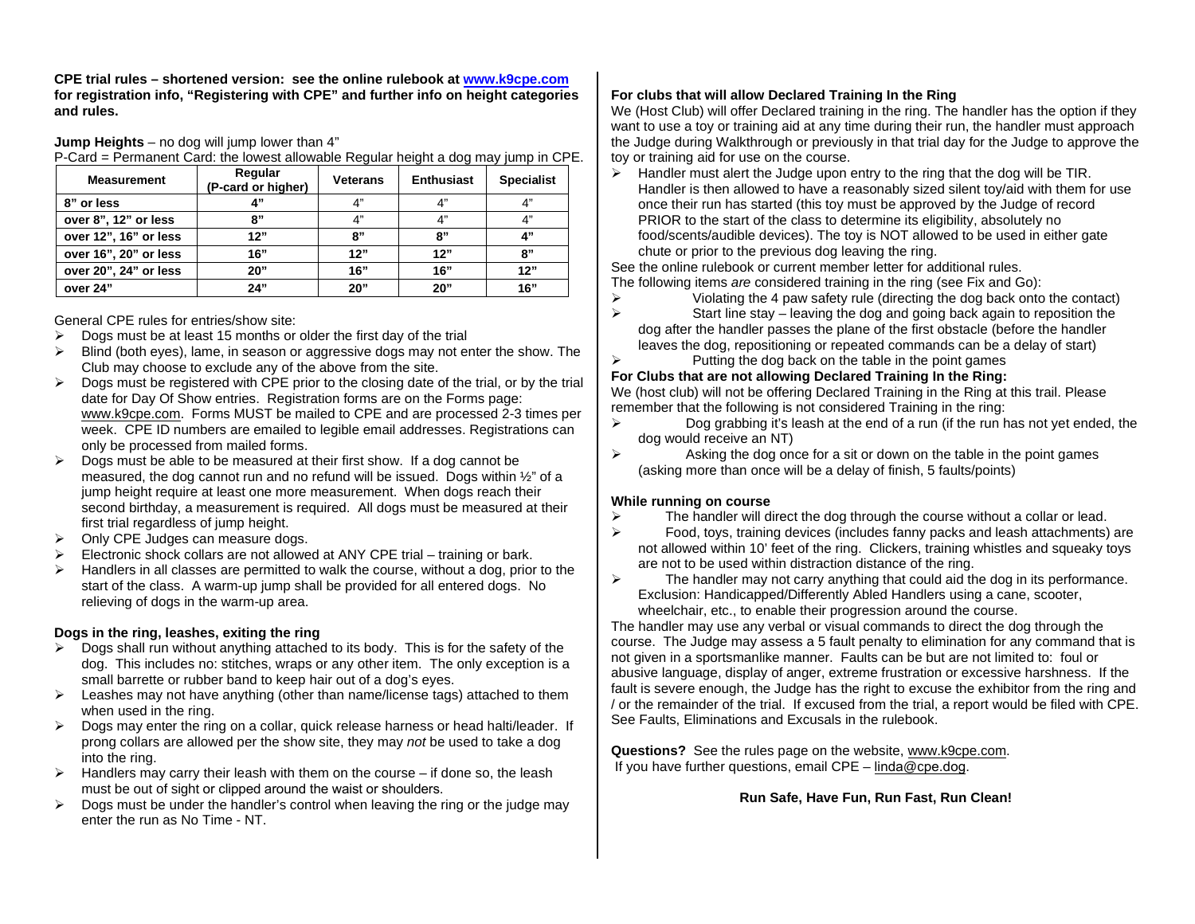**CPE trial rules – shortened version: see the online rulebook at [www.k9cpe.com](http://www.k9cpe.com) for registration info, "Registering with CPE" and further info on height categories and rules.**

**Jump Heights** – no dog will jump lower than 4"

P-Card = Permanent Card: the lowest allowable Regular height a dog may jump in CPE.

| Measurement | Regular (P-card or higher) | Veterans | Enthusiast | Specialist |
|---|---|---|---|---|
| **8" or less** | **4"** | 4" | 4" | 4" |
| **over 8", 12" or less** | **8"** | 4" | 4" | 4" |
| **over 12", 16" or less** | **12"** | **8"** | **8"** | **4"** |
| **over 16", 20" or less** | **16"** | **12"** | **12"** | **8"** |
| **over 20", 24" or less** | **20"** | **16"** | **16"** | **12"** |
| **over 24"** | **24"** | **20"** | **20"** | **16"** |

General CPE rules for entries/show site:

- Dogs must be at least 15 months or older the first day of the trial
- Blind (both eyes), lame, in season or aggressive dogs may not enter the show. The Club may choose to exclude any of the above from the site.
- Dogs must be registered with CPE prior to the closing date of the trial, or by the trial date for Day Of Show entries. Registration forms are on the Forms page: www.k9cpe.com. Forms MUST be mailed to CPE and are processed 2-3 times per week. CPE ID numbers are emailed to legible email addresses. Registrations can only be processed from mailed forms.
- Dogs must be able to be measured at their first show. If a dog cannot be measured, the dog cannot run and no refund will be issued. Dogs within ½" of a jump height require at least one more measurement. When dogs reach their second birthday, a measurement is required. All dogs must be measured at their first trial regardless of jump height.
- Only CPE Judges can measure dogs.
- Electronic shock collars are not allowed at ANY CPE trial – training or bark.
- Handlers in all classes are permitted to walk the course, without a dog, prior to the start of the class. A warm-up jump shall be provided for all entered dogs. No relieving of dogs in the warm-up area.

**Dogs in the ring, leashes, exiting the ring**

- Dogs shall run without anything attached to its body. This is for the safety of the dog. This includes no: stitches, wraps or any other item. The only exception is a small barrette or rubber band to keep hair out of a dog's eyes.
- Leashes may not have anything (other than name/license tags) attached to them when used in the ring.
- Dogs may enter the ring on a collar, quick release harness or head halti/leader. If prong collars are allowed per the show site, they may *not* be used to take a dog into the ring.
- Handlers may carry their leash with them on the course – if done so, the leash must be out of sight or clipped around the waist or shoulders.
- Dogs must be under the handler's control when leaving the ring or the judge may enter the run as No Time - NT.

**For clubs that will allow Declared Training In the Ring**

We (Host Club) will offer Declared training in the ring. The handler has the option if they want to use a toy or training aid at any time during their run, the handler must approach the Judge during Walkthrough or previously in that trial day for the Judge to approve the toy or training aid for use on the course.

- Handler must alert the Judge upon entry to the ring that the dog will be TIR. Handler is then allowed to have a reasonably sized silent toy/aid with them for use once their run has started (this toy must be approved by the Judge of record PRIOR to the start of the class to determine its eligibility, absolutely no food/scents/audible devices). The toy is NOT allowed to be used in either gate chute or prior to the previous dog leaving the ring.

See the online rulebook or current member letter for additional rules.

The following items *are* considered training in the ring (see Fix and Go):

- Violating the 4 paw safety rule (directing the dog back onto the contact)
- Start line stay – leaving the dog and going back again to reposition the dog after the handler passes the plane of the first obstacle (before the handler leaves the dog, repositioning or repeated commands can be a delay of start)
- Putting the dog back on the table in the point games

**For Clubs that are not allowing Declared Training In the Ring:**

We (host club) will not be offering Declared Training in the Ring at this trail. Please remember that the following is not considered Training in the ring:

- Dog grabbing it's leash at the end of a run (if the run has not yet ended, the dog would receive an NT)
- Asking the dog once for a sit or down on the table in the point games (asking more than once will be a delay of finish, 5 faults/points)

**While running on course**

- The handler will direct the dog through the course without a collar or lead.
- Food, toys, training devices (includes fanny packs and leash attachments) are not allowed within 10' feet of the ring. Clickers, training whistles and squeaky toys are not to be used within distraction distance of the ring.
- The handler may not carry anything that could aid the dog in its performance. Exclusion: Handicapped/Differently Abled Handlers using a cane, scooter, wheelchair, etc., to enable their progression around the course.

The handler may use any verbal or visual commands to direct the dog through the course. The Judge may assess a 5 fault penalty to elimination for any command that is not given in a sportsmanlike manner. Faults can be but are not limited to: foul or abusive language, display of anger, extreme frustration or excessive harshness. If the fault is severe enough, the Judge has the right to excuse the exhibitor from the ring and / or the remainder of the trial. If excused from the trial, a report would be filed with CPE. See Faults, Eliminations and Excusals in the rulebook.

**Questions?** See the rules page on the website, www.k9cpe.com.
If you have further questions, email CPE – linda@cpe.dog.

**Run Safe, Have Fun, Run Fast, Run Clean!**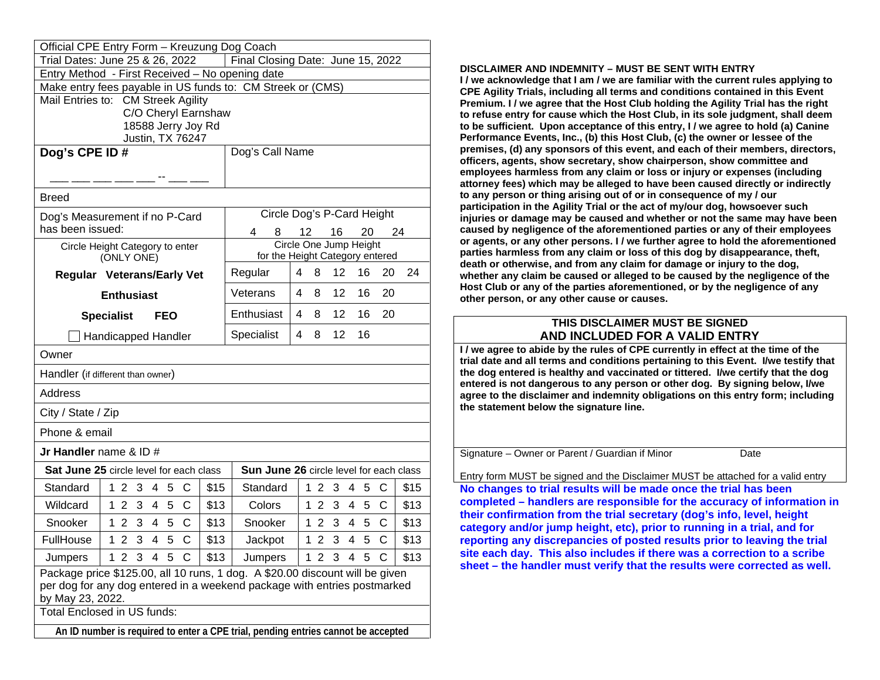Official CPE Entry Form – Kreuzung Dog Coach

| | |
|---|---|
| Trial Dates: June 25 & 26, 2022 | Final Closing Date: June 15, 2022 |

Entry Method - First Received – No opening date

Make entry fees payable in US funds to: CM Streek or (CMS)

Mail Entries to: CM Streek Agility
C/O Cheryl Earnshaw
18588 Jerry Joy Rd
Justin, TX 76247

| | |
|---|---|
| **Dog's CPE ID #** ___ ___ ___ ___ ___ -- ___ ___ | Dog's Call Name |

Breed

| | | | | | | | |
|---|---|---|---|---|---|---|---|
| Dog's Measurement if no P-Card has been issued: | Circle Dog's P-Card Height: 4 8 12 16 20 24 | | | | | | |
| Circle Height Category to enter (ONLY ONE) | Circle One Jump Height for the Height Category entered | | | | | | |
| **Regular Veterans/Early Vet** | Regular | 4 | 8 | 12 | 16 | 20 | 24 |
| **Enthusiast** | Veterans | 4 | 8 | 12 | 16 | 20 | |
| **Specialist FEO** | Enthusiast | 4 | 8 | 12 | 16 | 20 | |
| ☐ Handicapped Handler | Specialist | 4 | 8 | 12 | 16 | | |

Owner

Handler (if different than owner)

Address

City / State / Zip

Phone & email

**Jr Handler** name & ID #

| **Sat June 25** circle level for each class | | | **Sun June 26** circle level for each class | | |
|---|---|---|---|---|---|
| Standard | 1 2 3 4 5 C | $15 | Standard | 1 2 3 4 5 C | $15 |
| Wildcard | 1 2 3 4 5 C | $13 | Colors | 1 2 3 4 5 C | $13 |
| Snooker | 1 2 3 4 5 C | $13 | Snooker | 1 2 3 4 5 C | $13 |
| FullHouse | 1 2 3 4 5 C | $13 | Jackpot | 1 2 3 4 5 C | $13 |
| Jumpers | 1 2 3 4 5 C | $13 | Jumpers | 1 2 3 4 5 C | $13 |

Package price $125.00, all 10 runs, 1 dog. A $20.00 discount will be given per dog for any dog entered in a weekend package with entries postmarked by May 23, 2022.

Total Enclosed in US funds:

**An ID number is required to enter a CPE trial, pending entries cannot be accepted**

**DISCLAIMER AND INDEMNITY – MUST BE SENT WITH ENTRY**

**I / we acknowledge that I am / we are familiar with the current rules applying to CPE Agility Trials, including all terms and conditions contained in this Event Premium. I / we agree that the Host Club holding the Agility Trial has the right to refuse entry for cause which the Host Club, in its sole judgment, shall deem to be sufficient. Upon acceptance of this entry, I / we agree to hold (a) Canine Performance Events, Inc., (b) this Host Club, (c) the owner or lessee of the premises, (d) any sponsors of this event, and each of their members, directors, officers, agents, show secretary, show chairperson, show committee and employees harmless from any claim or loss or injury or expenses (including attorney fees) which may be alleged to have been caused directly or indirectly to any person or thing arising out of or in consequence of my / our participation in the Agility Trial or the act of my/our dog, howsoever such injuries or damage may be caused and whether or not the same may have been caused by negligence of the aforementioned parties or any of their employees or agents, or any other persons. I / we further agree to hold the aforementioned parties harmless from any claim or loss of this dog by disappearance, theft, death or otherwise, and from any claim for damage or injury to the dog, whether any claim be caused or alleged to be caused by the negligence of the Host Club or any of the parties aforementioned, or by the negligence of any other person, or any other cause or causes.**

**THIS DISCLAIMER MUST BE SIGNED**
**AND INCLUDED FOR A VALID ENTRY**

**I / we agree to abide by the rules of CPE currently in effect at the time of the trial date and all terms and conditions pertaining to this Event. I/we testify that the dog entered is healthy and vaccinated or tittered. I/we certify that the dog entered is not dangerous to any person or other dog. By signing below, I/we agree to the disclaimer and indemnity obligations on this entry form; including the statement below the signature line.**

Signature – Owner or Parent / Guardian if Minor Date

Entry form MUST be signed and the Disclaimer MUST be attached for a valid entry

**No changes to trial results will be made once the trial has been completed – handlers are responsible for the accuracy of information in their confirmation from the trial secretary (dog's info, level, height category and/or jump height, etc), prior to running in a trial, and for reporting any discrepancies of posted results prior to leaving the trial site each day. This also includes if there was a correction to a scribe sheet – the handler must verify that the results were corrected as well.**